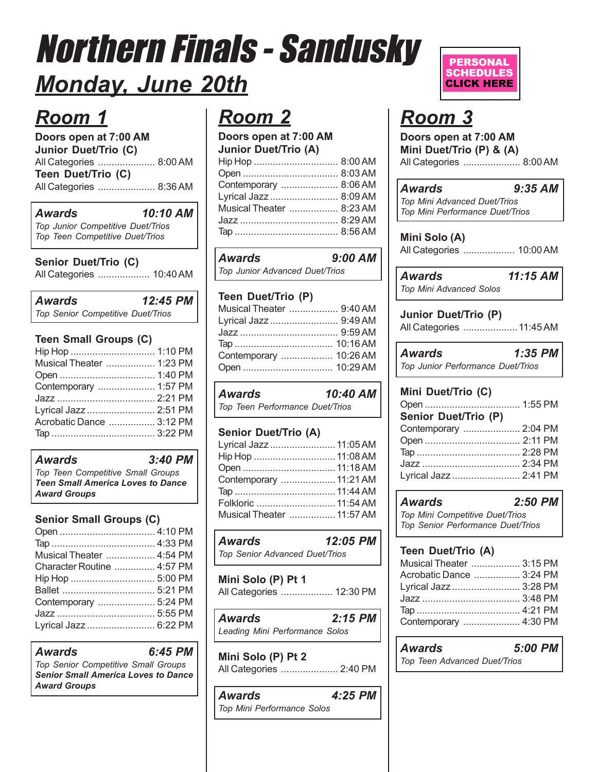# Northern Finals - Sandusky

## Monday, June 20th

PERSONAL SCHEDULES CLICK HERE

## Room 1

**Doors open at 7:00 AM**

**Junior Duet/Trio (C)**

All Categories ..................... 8:00 AM

**Teen Duet/Trio (C)**

All Categories ..................... 8:36 AM

***Awards*** ***10:10 AM***

*Top Junior Competitive Duet/Trios*
*Top Teen Competitive Duet/Trios*

**Senior Duet/Trio (C)**

All Categories ................... 10:40 AM

***Awards*** ***12:45 PM***

*Top Senior Competitive Duet/Trios*

**Teen Small Groups (C)**

Hip Hop ............................... 1:10 PM
Musical Theater .................. 1:23 PM
Open ................................... 1:40 PM
Contemporary ..................... 1:57 PM
Jazz .................................... 2:21 PM
Lyrical Jazz ......................... 2:51 PM
Acrobatic Dance ................. 3:12 PM
Tap ...................................... 3:22 PM

***Awards*** ***3:40 PM***

*Top Teen Competitive Small Groups*
***Teen Small America Loves to Dance Award Groups***

**Senior Small Groups (C)**

Open ................................... 4:10 PM
Tap ...................................... 4:33 PM
Musical Theater .................. 4:54 PM
Character Routine ............... 4:57 PM
Hip Hop ............................... 5:00 PM
Ballet .................................. 5:21 PM
Contemporary ..................... 5:24 PM
Jazz .................................... 5:55 PM
Lyrical Jazz ......................... 6:22 PM

***Awards*** ***6:45 PM***

*Top Senior Competitive Small Groups*
***Senior Small America Loves to Dance Award Groups***

## Room 2

**Doors open at 7:00 AM**

**Junior Duet/Trio (A)**

Hip Hop ............................... 8:00 AM
Open ................................... 8:03 AM
Contemporary ..................... 8:06 AM
Lyrical Jazz ......................... 8:09 AM
Musical Theater .................. 8:23 AM
Jazz .................................... 8:29 AM
Tap ...................................... 8:56 AM

***Awards*** ***9:00 AM***

*Top Junior Advanced Duet/Trios*

**Teen Duet/Trio (P)**

Musical Theater .................. 9:40 AM
Lyrical Jazz ......................... 9:49 AM
Jazz .................................... 9:59 AM
Tap .................................... 10:16 AM
Contemporary ................... 10:26 AM
Open ................................. 10:29 AM

***Awards*** ***10:40 AM***

*Top Teen Performance Duet/Trios*

**Senior Duet/Trio (A)**

Lyrical Jazz ....................... 11:05 AM
Hip Hop ............................. 11:08 AM
Open ................................. 11:18 AM
Contemporary ................... 11:21 AM
Tap .................................... 11:44 AM
Folkloric ............................ 11:54 AM
Musical Theater ................ 11:57 AM

***Awards*** ***12:05 PM***

*Top Senior Advanced Duet/Trios*

**Mini Solo (P) Pt 1**

All Categories ................... 12:30 PM

***Awards*** ***2:15 PM***

*Leading Mini Performance Solos*

**Mini Solo (P) Pt 2**

All Categories ..................... 2:40 PM

***Awards*** ***4:25 PM***

*Top Mini Performance Solos*

## Room 3

**Doors open at 7:00 AM**

**Mini Duet/Trio (P) & (A)**

All Categories ..................... 8:00 AM

***Awards*** ***9:35 AM***

*Top Mini Advanced Duet/Trios*
*Top Mini Performance Duet/Trios*

**Mini Solo (A)**

All Categories ................... 10:00 AM

***Awards*** ***11:15 AM***

*Top Mini Advanced Solos*

**Junior Duet/Trio (P)**

All Categories .................... 11:45 AM

***Awards*** ***1:35 PM***

*Top Junior Performance Duet/Trios*

**Mini Duet/Trio (C)**

Open ................................... 1:55 PM

**Senior Duet/Trio (P)**

Contemporary ..................... 2:04 PM
Open ................................... 2:11 PM
Tap ...................................... 2:28 PM
Jazz .................................... 2:34 PM
Lyrical Jazz ......................... 2:41 PM

***Awards*** ***2:50 PM***

*Top Mini Competitive Duet/Trios*
*Top Senior Performance Duet/Trios*

**Teen Duet/Trio (A)**

Musical Theater .................. 3:15 PM
Acrobatic Dance ................. 3:24 PM
Lyrical Jazz ......................... 3:28 PM
Jazz .................................... 3:48 PM
Tap ...................................... 4:21 PM
Contemporary ..................... 4:30 PM

***Awards*** ***5:00 PM***

*Top Teen Advanced Duet/Trios*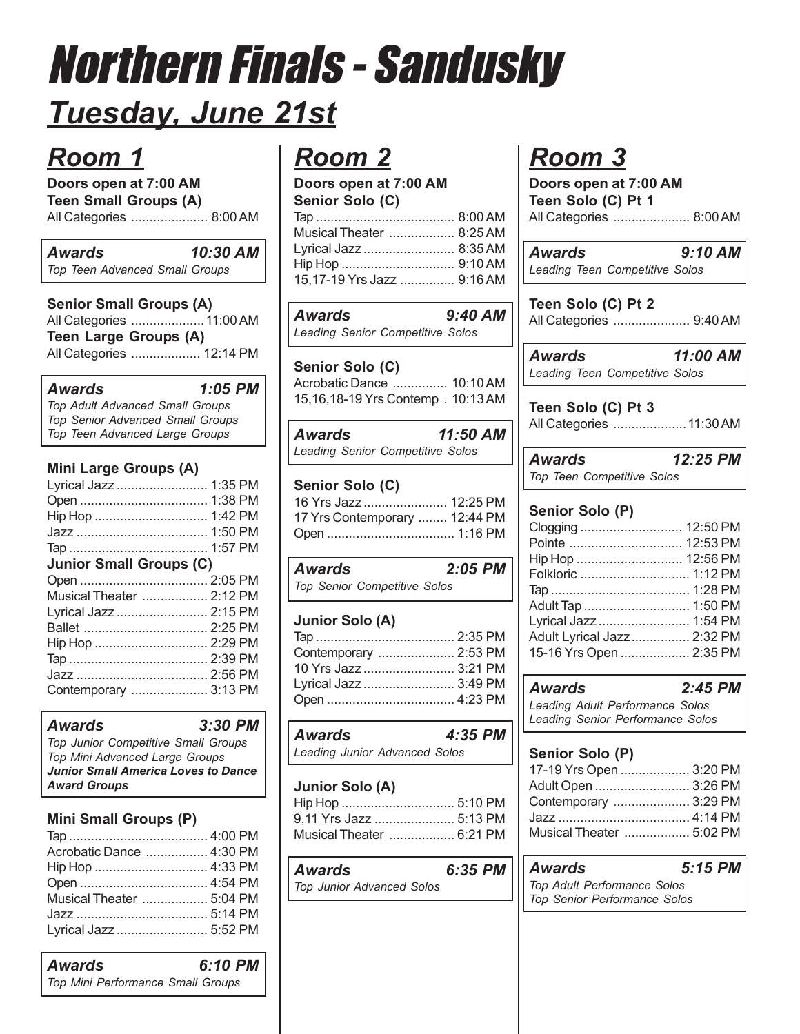# Northern Finals - Sandusky

## Tuesday, June 21st

## Room 1

**Doors open at 7:00 AM**

**Teen Small Groups (A)**

All Categories ..................... 8:00 AM

***Awards*** ***10:30 AM***

*Top Teen Advanced Small Groups*

**Senior Small Groups (A)**

All Categories .................... 11:00 AM

**Teen Large Groups (A)**

All Categories ................... 12:14 PM

***Awards*** ***1:05 PM***

*Top Adult Advanced Small Groups*
*Top Senior Advanced Small Groups*
*Top Teen Advanced Large Groups*

**Mini Large Groups (A)**

Lyrical Jazz ......................... 1:35 PM
Open ................................... 1:38 PM
Hip Hop ............................... 1:42 PM
Jazz .................................... 1:50 PM
Tap ...................................... 1:57 PM

**Junior Small Groups (C)**

Open ................................... 2:05 PM
Musical Theater .................. 2:12 PM
Lyrical Jazz ......................... 2:15 PM
Ballet .................................. 2:25 PM
Hip Hop ............................... 2:29 PM
Tap ...................................... 2:39 PM
Jazz .................................... 2:56 PM
Contemporary ..................... 3:13 PM

***Awards*** ***3:30 PM***

*Top Junior Competitive Small Groups*
*Top Mini Advanced Large Groups*
***Junior Small America Loves to Dance Award Groups***

**Mini Small Groups (P)**

Tap ...................................... 4:00 PM
Acrobatic Dance ................. 4:30 PM
Hip Hop ............................... 4:33 PM
Open ................................... 4:54 PM
Musical Theater .................. 5:04 PM
Jazz .................................... 5:14 PM
Lyrical Jazz ......................... 5:52 PM

***Awards*** ***6:10 PM***

*Top Mini Performance Small Groups*

## Room 2

**Doors open at 7:00 AM**

**Senior Solo (C)**

Tap ...................................... 8:00 AM
Musical Theater .................. 8:25 AM
Lyrical Jazz ......................... 8:35 AM
Hip Hop ............................... 9:10 AM
15,17-19 Yrs Jazz ............... 9:16 AM

***Awards*** ***9:40 AM***

*Leading Senior Competitive Solos*

**Senior Solo (C)**

Acrobatic Dance ............... 10:10 AM
15,16,18-19 Yrs Contemp . 10:13 AM

***Awards*** ***11:50 AM***

*Leading Senior Competitive Solos*

**Senior Solo (C)**

16 Yrs Jazz ...................... 12:25 PM
17 Yrs Contemporary ........ 12:44 PM
Open ................................... 1:16 PM

***Awards*** ***2:05 PM***

*Top Senior Competitive Solos*

**Junior Solo (A)**

Tap ...................................... 2:35 PM
Contemporary ..................... 2:53 PM
10 Yrs Jazz ......................... 3:21 PM
Lyrical Jazz ......................... 3:49 PM
Open ................................... 4:23 PM

***Awards*** ***4:35 PM***

*Leading Junior Advanced Solos*

**Junior Solo (A)**

Hip Hop ............................... 5:10 PM
9,11 Yrs Jazz ...................... 5:13 PM
Musical Theater .................. 6:21 PM

***Awards*** ***6:35 PM***

*Top Junior Advanced Solos*

## Room 3

**Doors open at 7:00 AM**

**Teen Solo (C) Pt 1**

All Categories ..................... 8:00 AM

***Awards*** ***9:10 AM***

*Leading Teen Competitive Solos*

**Teen Solo (C) Pt 2**

All Categories ..................... 9:40 AM

***Awards*** ***11:00 AM***

*Leading Teen Competitive Solos*

**Teen Solo (C) Pt 3**

All Categories .................... 11:30 AM

***Awards*** ***12:25 PM***

*Top Teen Competitive Solos*

**Senior Solo (P)**

Clogging ............................ 12:50 PM
Pointe ............................... 12:53 PM
Hip Hop ............................. 12:56 PM
Folkloric .............................. 1:12 PM
Tap ...................................... 1:28 PM
Adult Tap ............................. 1:50 PM
Lyrical Jazz ......................... 1:54 PM
Adult Lyrical Jazz ................ 2:32 PM
15-16 Yrs Open ................... 2:35 PM

***Awards*** ***2:45 PM***

*Leading Adult Performance Solos*
*Leading Senior Performance Solos*

**Senior Solo (P)**

17-19 Yrs Open ................... 3:20 PM
Adult Open .......................... 3:26 PM
Contemporary ..................... 3:29 PM
Jazz .................................... 4:14 PM
Musical Theater .................. 5:02 PM

***Awards*** ***5:15 PM***

*Top Adult Performance Solos*
*Top Senior Performance Solos*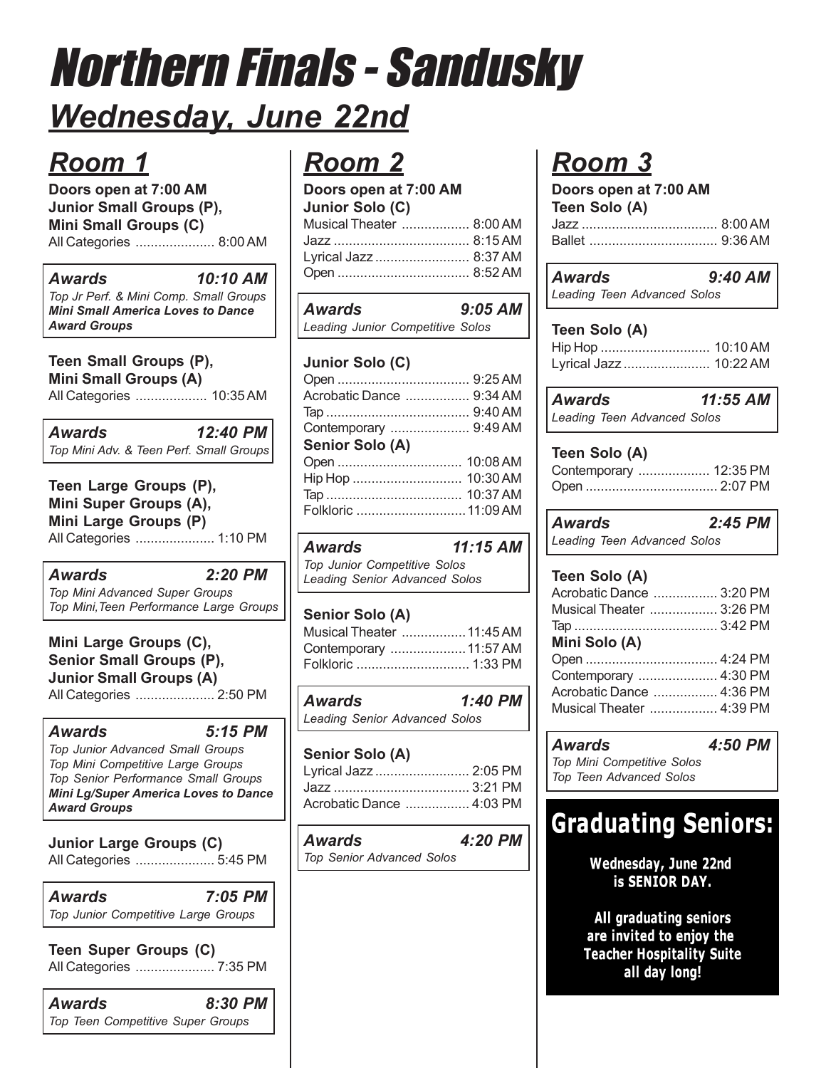# Northern Finals - Sandusky

## Wednesday, June 22nd

## Room 1

**Doors open at 7:00 AM**

**Junior Small Groups (P), Mini Small Groups (C)**

All Categories ..................... 8:00 AM

***Awards*** ***10:10 AM***

*Top Jr Perf. & Mini Comp. Small Groups*

***Mini Small America Loves to Dance Award Groups***

**Teen Small Groups (P), Mini Small Groups (A)**

All Categories ................... 10:35 AM

***Awards*** ***12:40 PM***

*Top Mini Adv. & Teen Perf. Small Groups*

**Teen Large Groups (P), Mini Super Groups (A), Mini Large Groups (P)**

All Categories ..................... 1:10 PM

***Awards*** ***2:20 PM***

*Top Mini Advanced Super Groups*

*Top Mini,Teen Performance Large Groups*

**Mini Large Groups (C), Senior Small Groups (P), Junior Small Groups (A)**

All Categories ..................... 2:50 PM

***Awards*** ***5:15 PM***

*Top Junior Advanced Small Groups*

*Top Mini Competitive Large Groups*

*Top Senior Performance Small Groups*

***Mini Lg/Super America Loves to Dance Award Groups***

**Junior Large Groups (C)**

All Categories ..................... 5:45 PM

***Awards*** ***7:05 PM***

*Top Junior Competitive Large Groups*

**Teen Super Groups (C)**

All Categories ..................... 7:35 PM

***Awards*** ***8:30 PM***

*Top Teen Competitive Super Groups*

## Room 2

**Doors open at 7:00 AM**

**Junior Solo (C)**

Musical Theater .................. 8:00 AM
Jazz .................................... 8:15 AM
Lyrical Jazz ......................... 8:37 AM
Open ................................... 8:52 AM

***Awards*** ***9:05 AM***

*Leading Junior Competitive Solos*

**Junior Solo (C)**

Open ................................... 9:25 AM
Acrobatic Dance ................. 9:34 AM
Tap ...................................... 9:40 AM
Contemporary ..................... 9:49 AM

**Senior Solo (A)**

Open ................................. 10:08 AM
Hip Hop ............................. 10:30 AM
Tap .................................... 10:37 AM
Folkloric ............................ 11:09 AM

***Awards*** ***11:15 AM***

*Top Junior Competitive Solos*

*Leading Senior Advanced Solos*

**Senior Solo (A)**

Musical Theater ................. 11:45 AM
Contemporary .................... 11:57 AM
Folkloric .............................. 1:33 PM

***Awards*** ***1:40 PM***

*Leading Senior Advanced Solos*

**Senior Solo (A)**

Lyrical Jazz ......................... 2:05 PM
Jazz .................................... 3:21 PM
Acrobatic Dance ................. 4:03 PM

***Awards*** ***4:20 PM***

*Top Senior Advanced Solos*

## Room 3

**Doors open at 7:00 AM**

**Teen Solo (A)**

Jazz .................................... 8:00 AM
Ballet .................................. 9:36 AM

***Awards*** ***9:40 AM***

*Leading Teen Advanced Solos*

**Teen Solo (A)**

Hip Hop ............................. 10:10 AM
Lyrical Jazz ....................... 10:22 AM

***Awards*** ***11:55 AM***

*Leading Teen Advanced Solos*

**Teen Solo (A)**

Contemporary ................... 12:35 PM
Open ................................... 2:07 PM

***Awards*** ***2:45 PM***

*Leading Teen Advanced Solos*

**Teen Solo (A)**

Acrobatic Dance ................. 3:20 PM
Musical Theater .................. 3:26 PM
Tap ...................................... 3:42 PM

**Mini Solo (A)**

Open ................................... 4:24 PM
Contemporary ..................... 4:30 PM
Acrobatic Dance ................. 4:36 PM
Musical Theater .................. 4:39 PM

***Awards*** ***4:50 PM***

*Top Mini Competitive Solos*

*Top Teen Advanced Solos*

## Graduating Seniors:

**Wednesday, June 22nd is SENIOR DAY.**

**All graduating seniors are invited to enjoy the Teacher Hospitality Suite all day long!**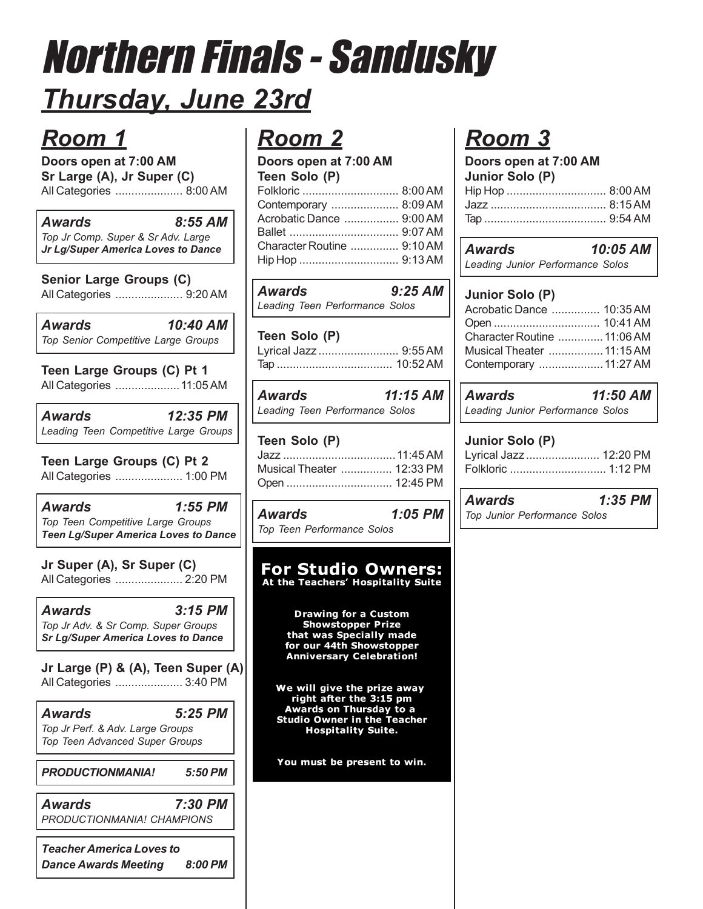# Northern Finals - Sandusky

## Thursday, June 23rd

## Room 1

**Doors open at 7:00 AM**

**Sr Large (A), Jr Super (C)**

All Categories ..................... 8:00 AM

***Awards*** ***8:55 AM***

*Top Jr Comp. Super & Sr Adv. Large*

***Jr Lg/Super America Loves to Dance***

**Senior Large Groups (C)**

All Categories ..................... 9:20 AM

***Awards*** ***10:40 AM***

*Top Senior Competitive Large Groups*

**Teen Large Groups (C) Pt 1**

All Categories .................... 11:05 AM

***Awards*** ***12:35 PM***

*Leading Teen Competitive Large Groups*

**Teen Large Groups (C) Pt 2**

All Categories ..................... 1:00 PM

***Awards*** ***1:55 PM***

*Top Teen Competitive Large Groups*

***Teen Lg/Super America Loves to Dance***

**Jr Super (A), Sr Super (C)**

All Categories ..................... 2:20 PM

***Awards*** ***3:15 PM***

*Top Jr Adv. & Sr Comp. Super Groups*

***Sr Lg/Super America Loves to Dance***

**Jr Large (P) & (A), Teen Super (A)**

All Categories ..................... 3:40 PM

***Awards*** ***5:25 PM***

*Top Jr Perf. & Adv. Large Groups*

*Top Teen Advanced Super Groups*

***PRODUCTIONMANIA!*** ***5:50 PM***

***Awards*** ***7:30 PM***

*PRODUCTIONMANIA! CHAMPIONS*

***Teacher America Loves to Dance Awards Meeting*** ***8:00 PM***

## Room 2

**Doors open at 7:00 AM**

**Teen Solo (P)**

Folkloric .............................. 8:00 AM
Contemporary ..................... 8:09 AM
Acrobatic Dance ................. 9:00 AM
Ballet .................................. 9:07 AM
Character Routine ............... 9:10 AM
Hip Hop ............................... 9:13 AM

***Awards*** ***9:25 AM***

*Leading Teen Performance Solos*

**Teen Solo (P)**

Lyrical Jazz ......................... 9:55 AM
Tap .................................... 10:52 AM

***Awards*** ***11:15 AM***

*Leading Teen Performance Solos*

**Teen Solo (P)**

Jazz ................................... 11:45 AM
Musical Theater ................ 12:33 PM
Open ................................. 12:45 PM

***Awards*** ***1:05 PM***

*Top Teen Performance Solos*

**For Studio Owners:**
**At the Teachers' Hospitality Suite**

**Drawing for a Custom Showstopper Prize that was Specially made for our 44th Showstopper Anniversary Celebration!**

**We will give the prize away right after the 3:15 pm Awards on Thursday to a Studio Owner in the Teacher Hospitality Suite.**

**You must be present to win.**

## Room 3

**Doors open at 7:00 AM**

**Junior Solo (P)**

Hip Hop ............................... 8:00 AM
Jazz .................................... 8:15 AM
Tap ...................................... 9:54 AM

***Awards*** ***10:05 AM***

*Leading Junior Performance Solos*

**Junior Solo (P)**

Acrobatic Dance ............... 10:35 AM
Open ................................. 10:41 AM
Character Routine .............. 11:06 AM
Musical Theater ................. 11:15 AM
Contemporary .................... 11:27 AM

***Awards*** ***11:50 AM***

*Leading Junior Performance Solos*

**Junior Solo (P)**

Lyrical Jazz ....................... 12:20 PM
Folkloric .............................. 1:12 PM

***Awards*** ***1:35 PM***

*Top Junior Performance Solos*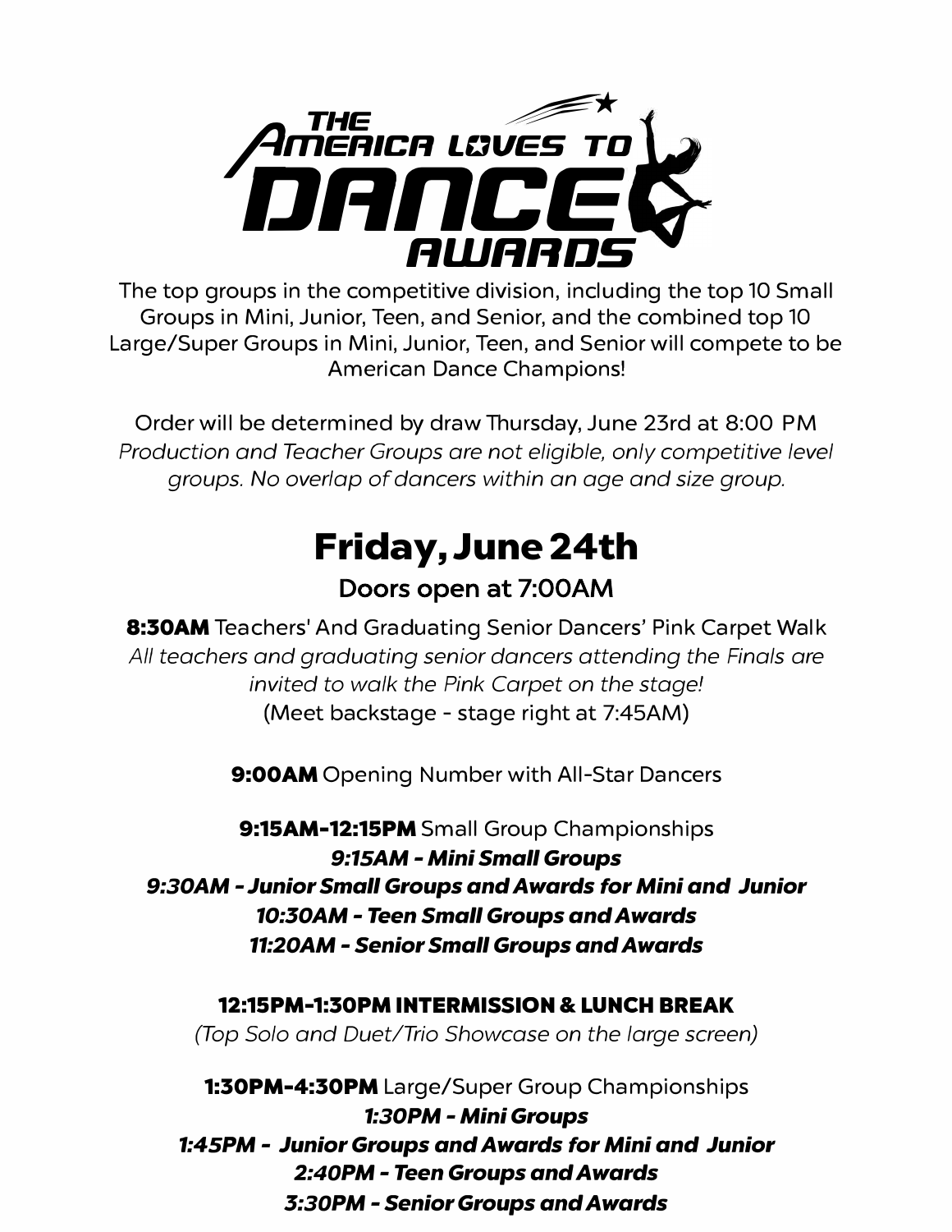# THE AMERICA LOVES TO DANCE AWARDS

The top groups in the competitive division, including the top 10 Small Groups in Mini, Junior, Teen, and Senior, and the combined top 10 Large/Super Groups in Mini, Junior, Teen, and Senior will compete to be American Dance Champions!

Order will be determined by draw Thursday, June 23rd at 8:00 PM
*Production and Teacher Groups are not eligible, only competitive level groups. No overlap of dancers within an age and size group.*

## Friday, June 24th

### Doors open at 7:00AM

**8:30AM** Teachers' And Graduating Senior Dancers' Pink Carpet Walk
*All teachers and graduating senior dancers attending the Finals are invited to walk the Pink Carpet on the stage!*
(Meet backstage - stage right at 7:45AM)

**9:00AM** Opening Number with All-Star Dancers

**9:15AM-12:15PM** Small Group Championships
***9:15AM - Mini Small Groups***
***9:30AM - Junior Small Groups and Awards for Mini and Junior***
***10:30AM - Teen Small Groups and Awards***
***11:20AM - Senior Small Groups and Awards***

**12:15PM-1:30PM INTERMISSION & LUNCH BREAK**
*(Top Solo and Duet/Trio Showcase on the large screen)*

**1:30PM-4:30PM** Large/Super Group Championships
***1:30PM - Mini Groups***
***1:45PM - Junior Groups and Awards for Mini and Junior***
***2:40PM - Teen Groups and Awards***
***3:30PM - Senior Groups and Awards***